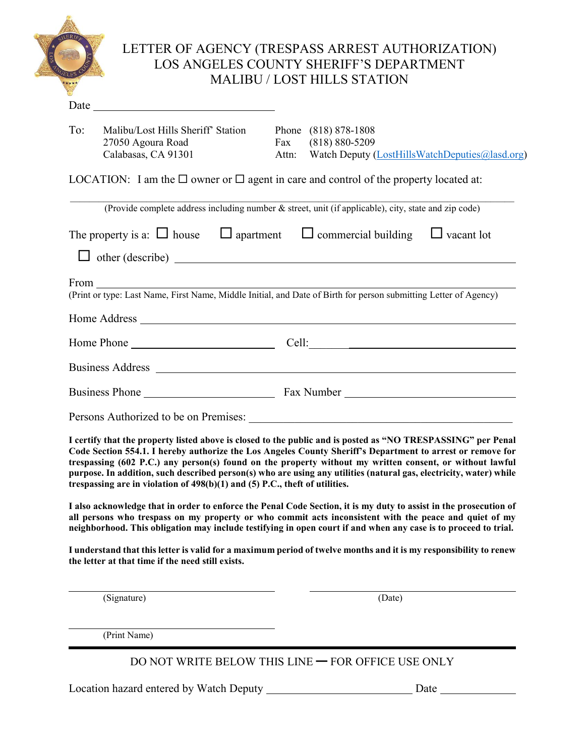# LETTER OF AGENCY (TRESPASS ARREST AUTHORIZATION)
# LOS ANGELES COUNTY SHERIFF'S DEPARTMENT
# MALIBU / LOST HILLS STATION

Date ______________________________

To: Malibu/Lost Hills Sheriff' Station
27050 Agoura Road
Calabasas, CA 91301

Phone (818) 878-1808
Fax (818) 880-5209
Attn: Watch Deputy (LostHillsWatchDeputies@lasd.org)

LOCATION: I am the ☐ owner or ☐ agent in care and control of the property located at:

______________________________________________________________________

(Provide complete address including number & street, unit (if applicable), city, state and zip code)

The property is a: ☐ house ☐ apartment ☐ commercial building ☐ vacant lot

☐ other (describe) ______________________________________________

From ______________________________________________________________

(Print or type: Last Name, First Name, Middle Initial, and Date of Birth for person submitting Letter of Agency)

Home Address ______________________________________________________

Home Phone ______________________ Cell: ______________________

Business Address ___________________________________________________

Business Phone ______________________ Fax Number ______________________

Persons Authorized to be on Premises: ______________________________________

**I certify that the property listed above is closed to the public and is posted as "NO TRESPASSING" per Penal Code Section 554.1. I hereby authorize the Los Angeles County Sheriff's Department to arrest or remove for trespassing (602 P.C.) any person(s) found on the property without my written consent, or without lawful purpose. In addition, such described person(s) who are using any utilities (natural gas, electricity, water) while trespassing are in violation of 498(b)(1) and (5) P.C., theft of utilities.**

**I also acknowledge that in order to enforce the Penal Code Section, it is my duty to assist in the prosecution of all persons who trespass on my property or who commit acts inconsistent with the peace and quiet of my neighborhood. This obligation may include testifying in open court if and when any case is to proceed to trial.**

**I understand that this letter is valid for a maximum period of twelve months and it is my responsibility to renew the letter at that time if the need still exists.**

______________________________ ______________________________
(Signature) (Date)

______________________________
(Print Name)

---

DO NOT WRITE BELOW THIS LINE — FOR OFFICE USE ONLY

Location hazard entered by Watch Deputy ______________________ Date ____________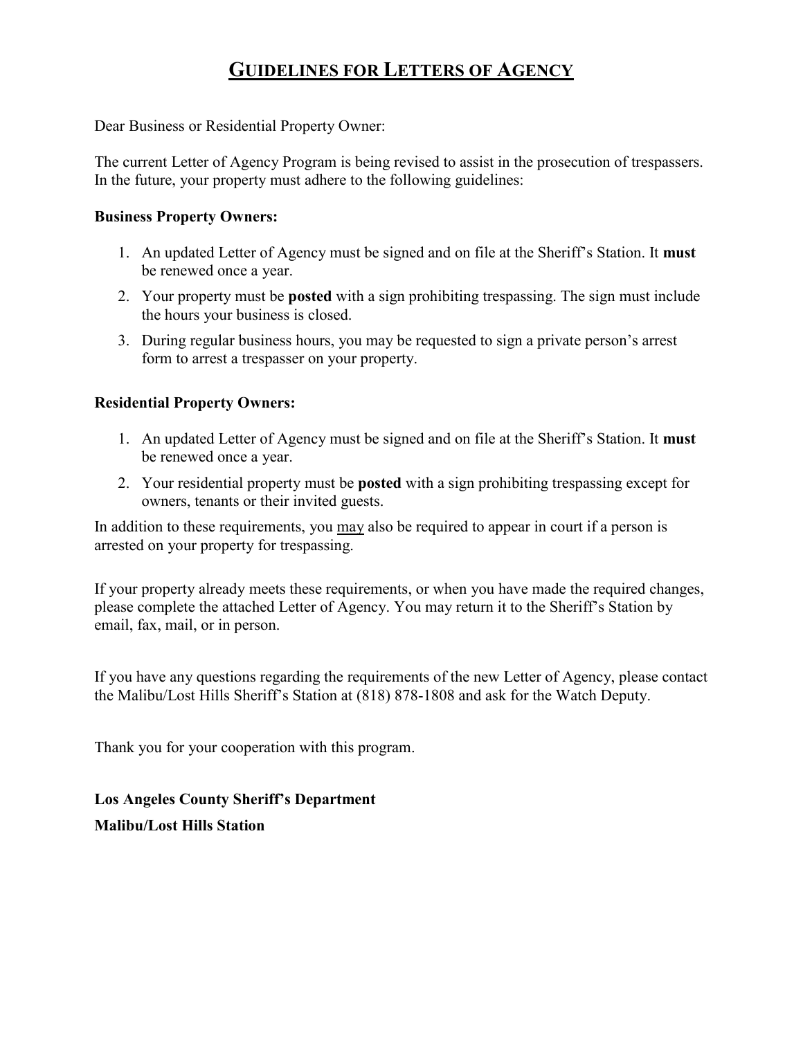# GUIDELINES FOR LETTERS OF AGENCY

Dear Business or Residential Property Owner:

The current Letter of Agency Program is being revised to assist in the prosecution of trespassers. In the future, your property must adhere to the following guidelines:

**Business Property Owners:**

1. An updated Letter of Agency must be signed and on file at the Sheriff's Station. It **must** be renewed once a year.
2. Your property must be **posted** with a sign prohibiting trespassing. The sign must include the hours your business is closed.
3. During regular business hours, you may be requested to sign a private person's arrest form to arrest a trespasser on your property.

**Residential Property Owners:**

1. An updated Letter of Agency must be signed and on file at the Sheriff's Station. It **must** be renewed once a year.
2. Your residential property must be **posted** with a sign prohibiting trespassing except for owners, tenants or their invited guests.

In addition to these requirements, you <u>may</u> also be required to appear in court if a person is arrested on your property for trespassing.

If your property already meets these requirements, or when you have made the required changes, please complete the attached Letter of Agency. You may return it to the Sheriff's Station by email, fax, mail, or in person.

If you have any questions regarding the requirements of the new Letter of Agency, please contact the Malibu/Lost Hills Sheriff's Station at (818) 878-1808 and ask for the Watch Deputy.

Thank you for your cooperation with this program.

**Los Angeles County Sheriff's Department**

**Malibu/Lost Hills Station**